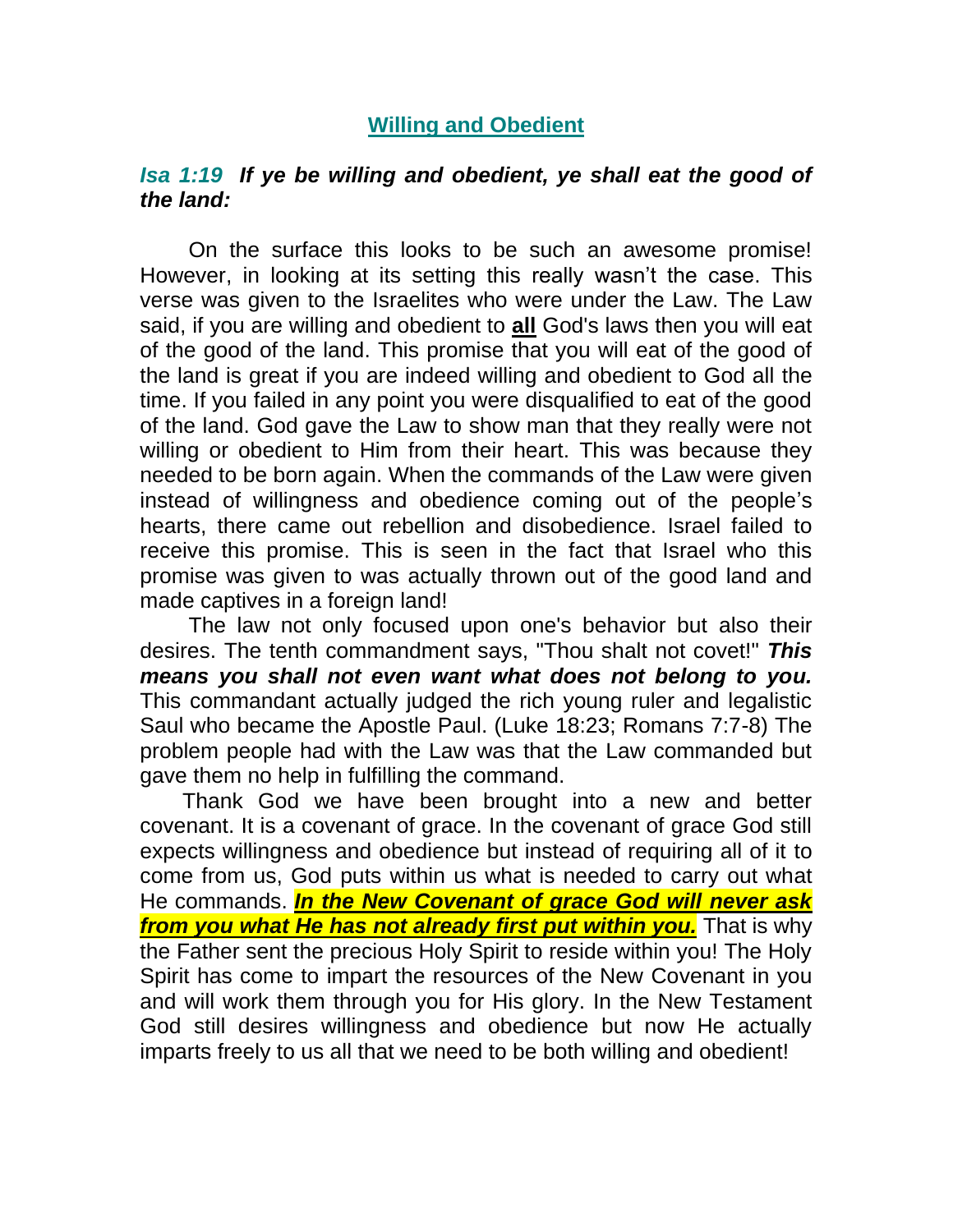## Willing and Obedient

***Isa 1:19 If ye be willing and obedient, ye shall eat the good of the land:***

On the surface this looks to be such an awesome promise! However, in looking at its setting this really wasn't the case. This verse was given to the Israelites who were under the Law. The Law said, if you are willing and obedient to **all** God's laws then you will eat of the good of the land. This promise that you will eat of the good of the land is great if you are indeed willing and obedient to God all the time. If you failed in any point you were disqualified to eat of the good of the land. God gave the Law to show man that they really were not willing or obedient to Him from their heart. This was because they needed to be born again. When the commands of the Law were given instead of willingness and obedience coming out of the people's hearts, there came out rebellion and disobedience. Israel failed to receive this promise. This is seen in the fact that Israel who this promise was given to was actually thrown out of the good land and made captives in a foreign land!

The law not only focused upon one's behavior but also their desires. The tenth commandment says, "Thou shalt not covet!" ***This means you shall not even want what does not belong to you.*** This commandant actually judged the rich young ruler and legalistic Saul who became the Apostle Paul. (Luke 18:23; Romans 7:7-8) The problem people had with the Law was that the Law commanded but gave them no help in fulfilling the command.

Thank God we have been brought into a new and better covenant. It is a covenant of grace. In the covenant of grace God still expects willingness and obedience but instead of requiring all of it to come from us, God puts within us what is needed to carry out what He commands. ***In the New Covenant of grace God will never ask from you what He has not already first put within you.*** That is why the Father sent the precious Holy Spirit to reside within you! The Holy Spirit has come to impart the resources of the New Covenant in you and will work them through you for His glory. In the New Testament God still desires willingness and obedience but now He actually imparts freely to us all that we need to be both willing and obedient!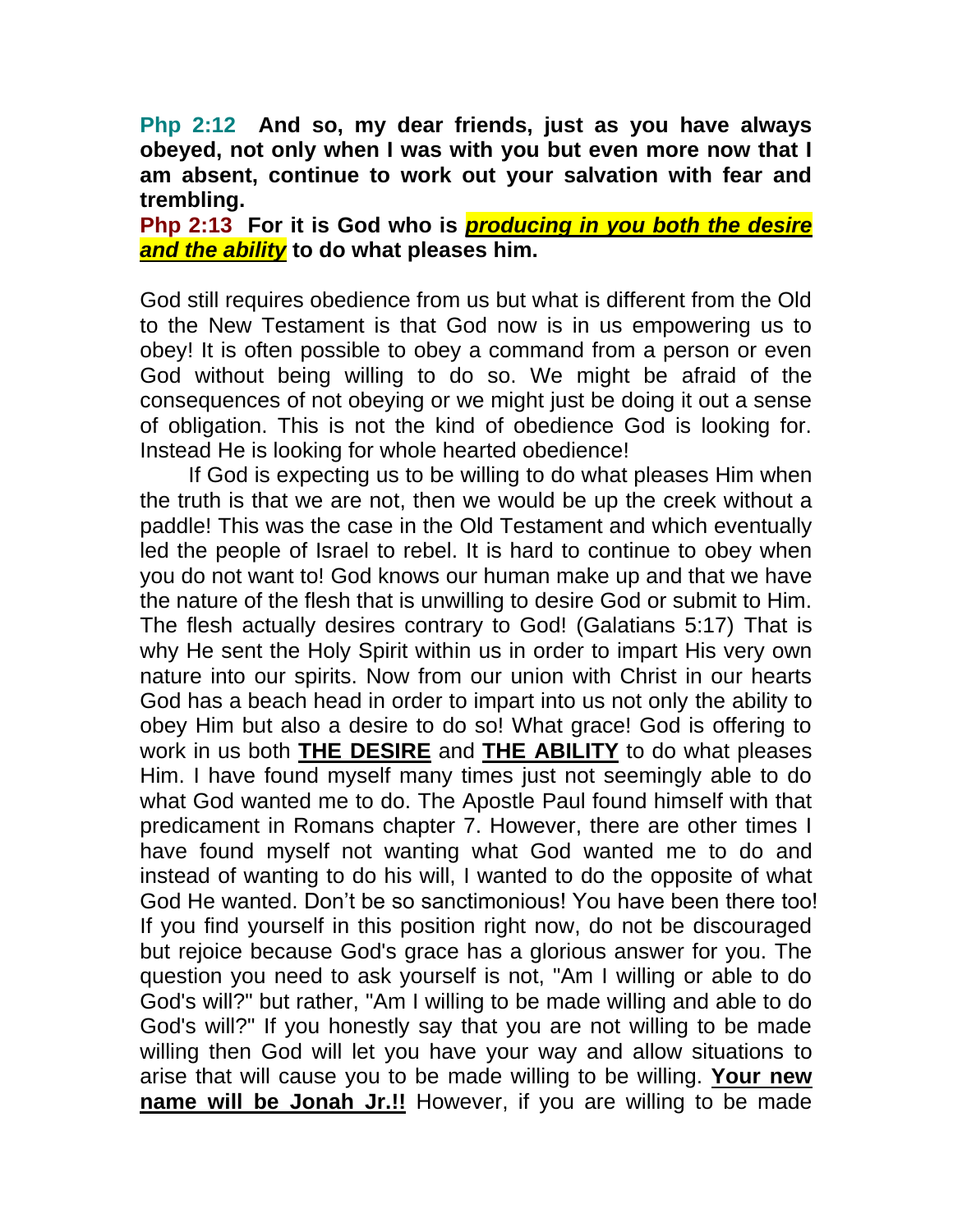**Php 2:12 And so, my dear friends, just as you have always obeyed, not only when I was with you but even more now that I am absent, continue to work out your salvation with fear and trembling.**

**Php 2:13 For it is God who is *producing in you both the desire and the ability* to do what pleases him.**

God still requires obedience from us but what is different from the Old to the New Testament is that God now is in us empowering us to obey! It is often possible to obey a command from a person or even God without being willing to do so. We might be afraid of the consequences of not obeying or we might just be doing it out a sense of obligation. This is not the kind of obedience God is looking for. Instead He is looking for whole hearted obedience!

If God is expecting us to be willing to do what pleases Him when the truth is that we are not, then we would be up the creek without a paddle! This was the case in the Old Testament and which eventually led the people of Israel to rebel. It is hard to continue to obey when you do not want to! God knows our human make up and that we have the nature of the flesh that is unwilling to desire God or submit to Him. The flesh actually desires contrary to God! (Galatians 5:17) That is why He sent the Holy Spirit within us in order to impart His very own nature into our spirits. Now from our union with Christ in our hearts God has a beach head in order to impart into us not only the ability to obey Him but also a desire to do so! What grace! God is offering to work in us both **THE DESIRE** and **THE ABILITY** to do what pleases Him. I have found myself many times just not seemingly able to do what God wanted me to do. The Apostle Paul found himself with that predicament in Romans chapter 7. However, there are other times I have found myself not wanting what God wanted me to do and instead of wanting to do his will, I wanted to do the opposite of what God He wanted. Don't be so sanctimonious! You have been there too! If you find yourself in this position right now, do not be discouraged but rejoice because God's grace has a glorious answer for you. The question you need to ask yourself is not, "Am I willing or able to do God's will?" but rather, "Am I willing to be made willing and able to do God's will?" If you honestly say that you are not willing to be made willing then God will let you have your way and allow situations to arise that will cause you to be made willing to be willing. **Your new name will be Jonah Jr.!!** However, if you are willing to be made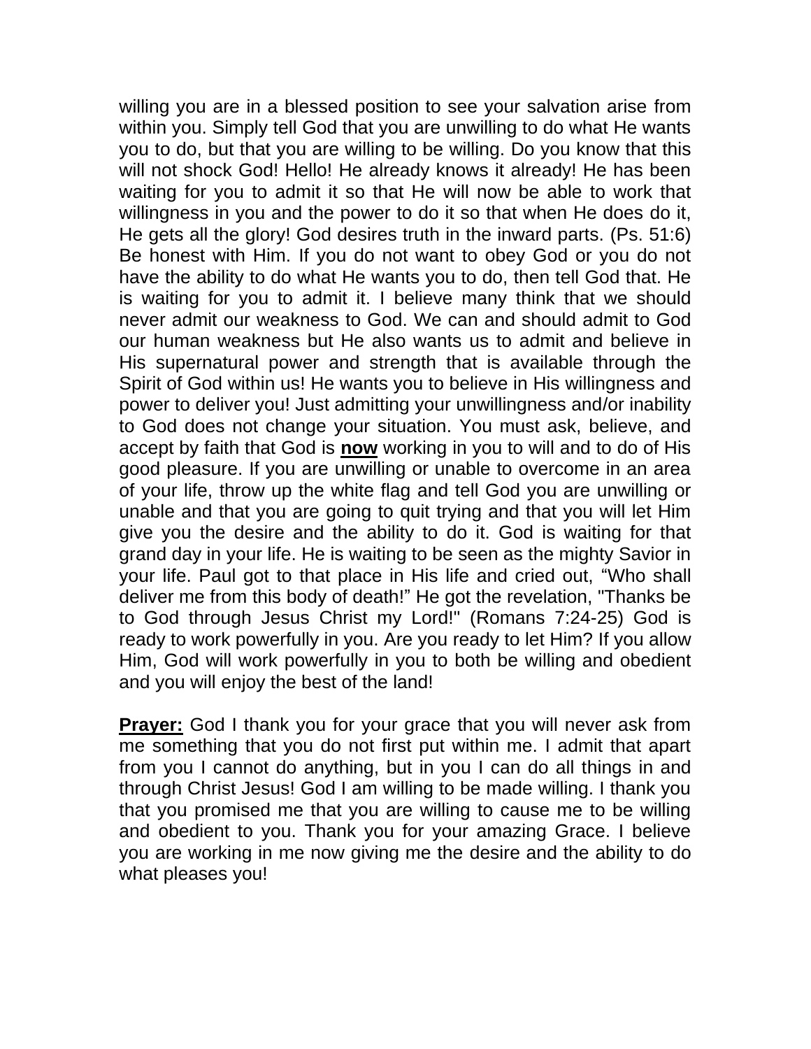willing you are in a blessed position to see your salvation arise from within you. Simply tell God that you are unwilling to do what He wants you to do, but that you are willing to be willing. Do you know that this will not shock God! Hello! He already knows it already! He has been waiting for you to admit it so that He will now be able to work that willingness in you and the power to do it so that when He does do it, He gets all the glory! God desires truth in the inward parts. (Ps. 51:6) Be honest with Him. If you do not want to obey God or you do not have the ability to do what He wants you to do, then tell God that. He is waiting for you to admit it. I believe many think that we should never admit our weakness to God. We can and should admit to God our human weakness but He also wants us to admit and believe in His supernatural power and strength that is available through the Spirit of God within us! He wants you to believe in His willingness and power to deliver you! Just admitting your unwillingness and/or inability to God does not change your situation. You must ask, believe, and accept by faith that God is <u>**now**</u> working in you to will and to do of His good pleasure. If you are unwilling or unable to overcome in an area of your life, throw up the white flag and tell God you are unwilling or unable and that you are going to quit trying and that you will let Him give you the desire and the ability to do it. God is waiting for that grand day in your life. He is waiting to be seen as the mighty Savior in your life. Paul got to that place in His life and cried out, "Who shall deliver me from this body of death!" He got the revelation, "Thanks be to God through Jesus Christ my Lord!" (Romans 7:24-25) God is ready to work powerfully in you. Are you ready to let Him? If you allow Him, God will work powerfully in you to both be willing and obedient and you will enjoy the best of the land!

<u>**Prayer:**</u> God I thank you for your grace that you will never ask from me something that you do not first put within me. I admit that apart from you I cannot do anything, but in you I can do all things in and through Christ Jesus! God I am willing to be made willing. I thank you that you promised me that you are willing to cause me to be willing and obedient to you. Thank you for your amazing Grace. I believe you are working in me now giving me the desire and the ability to do what pleases you!